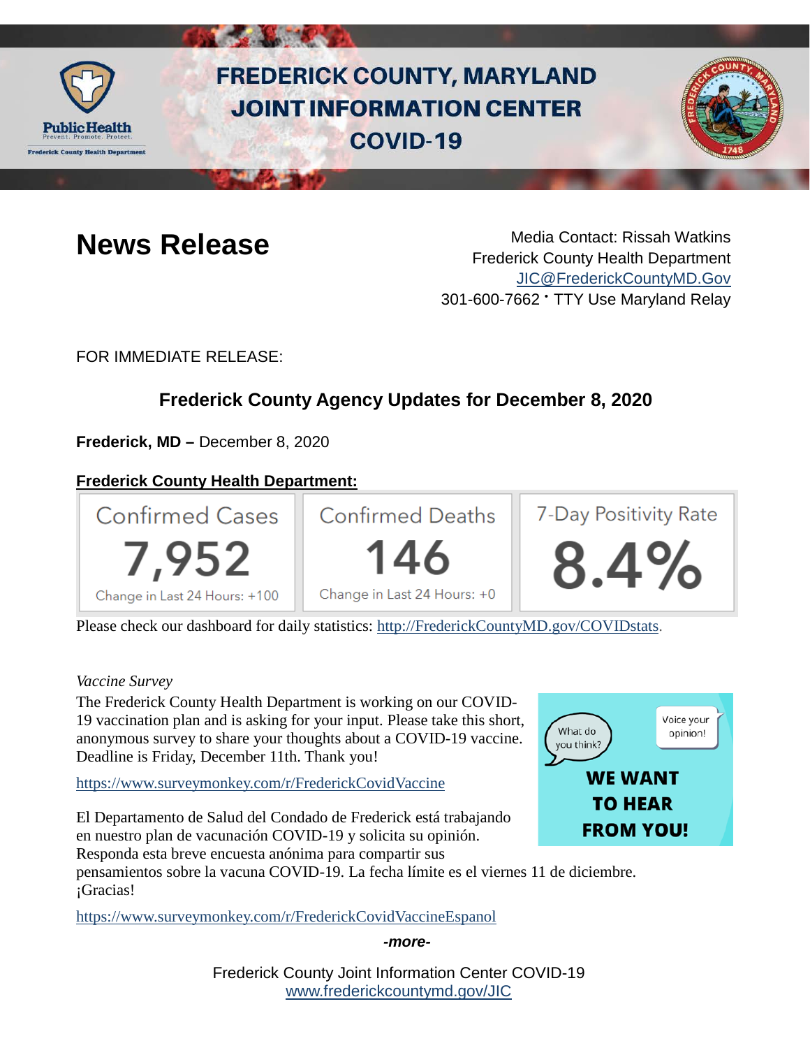# FREDERICK COUNTY, MARYLAND JOINT INFORMATION CENTER COVID-19

## News Release

Media Contact: Rissah Watkins
Frederick County Health Department
JIC@FrederickCountyMD.Gov
301-600-7662 • TTY Use Maryland Relay

FOR IMMEDIATE RELEASE:

### Frederick County Agency Updates for December 8, 2020

**Frederick, MD –** December 8, 2020

**Frederick County Health Department:**

| Confirmed Cases | Confirmed Deaths | 7-Day Positivity Rate |
|---|---|---|
| 7,952 | 146 | 8.4% |
| Change in Last 24 Hours: +100 | Change in Last 24 Hours: +0 | |

Please check our dashboard for daily statistics: http://FrederickCountyMD.gov/COVIDstats.

*Vaccine Survey*

The Frederick County Health Department is working on our COVID-19 vaccination plan and is asking for your input. Please take this short, anonymous survey to share your thoughts about a COVID-19 vaccine. Deadline is Friday, December 11th. Thank you!

https://www.surveymonkey.com/r/FrederickCovidVaccine

What do you think? Voice your opinion! WE WANT TO HEAR FROM YOU!

El Departamento de Salud del Condado de Frederick está trabajando en nuestro plan de vacunación COVID-19 y solicita su opinión. Responda esta breve encuesta anónima para compartir sus pensamientos sobre la vacuna COVID-19. La fecha límite es el viernes 11 de diciembre. ¡Gracias!

https://www.surveymonkey.com/r/FrederickCovidVaccineEspanol

*-more-*

Frederick County Joint Information Center COVID-19
www.frederickcountymd.gov/JIC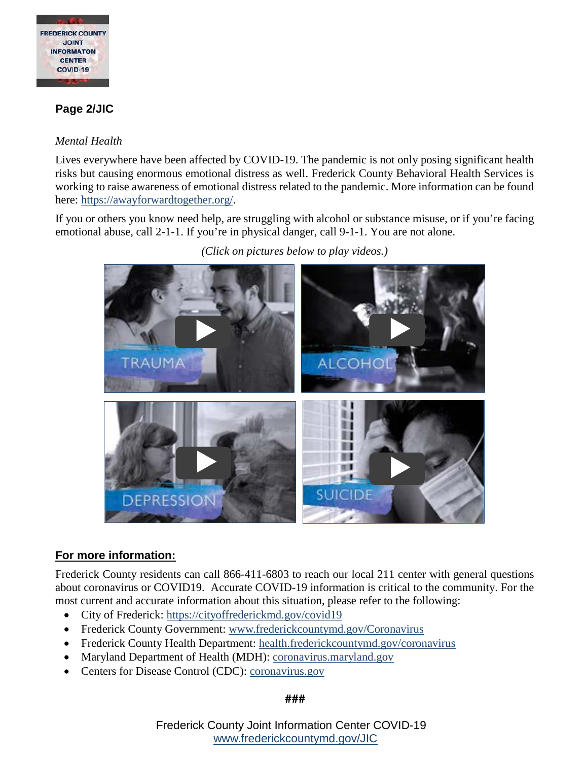**Page 2/JIC**

*Mental Health*

Lives everywhere have been affected by COVID-19. The pandemic is not only posing significant health risks but causing enormous emotional distress as well. Frederick County Behavioral Health Services is working to raise awareness of emotional distress related to the pandemic. More information can be found here: https://awayforwardtogether.org/.

If you or others you know need help, are struggling with alcohol or substance misuse, or if you're facing emotional abuse, call 2-1-1. If you're in physical danger, call 9-1-1. You are not alone.

*(Click on pictures below to play videos.)*

TRAUMA

ALCOHOL

DEPRESSION

SUICIDE

## For more information:

Frederick County residents can call 866-411-6803 to reach our local 211 center with general questions about coronavirus or COVID19. Accurate COVID-19 information is critical to the community. For the most current and accurate information about this situation, please refer to the following:

- City of Frederick: https://cityoffrederickmd.gov/covid19
- Frederick County Government: www.frederickcountymd.gov/Coronavirus
- Frederick County Health Department: health.frederickcountymd.gov/coronavirus
- Maryland Department of Health (MDH): coronavirus.maryland.gov
- Centers for Disease Control (CDC): coronavirus.gov

###

Frederick County Joint Information Center COVID-19
www.frederickcountymd.gov/JIC